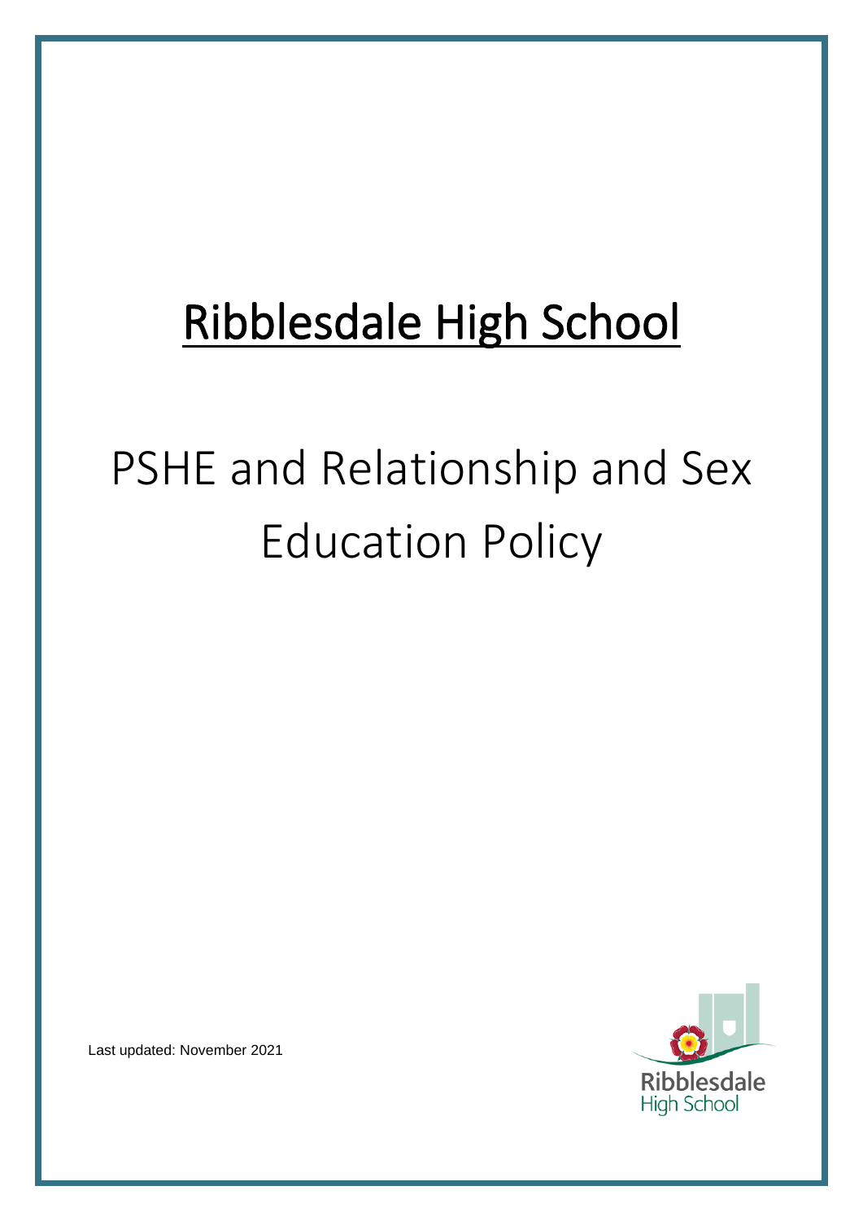# Ribblesdale High School

# PSHE and Relationship and Sex Education Policy

Last updated: November 2021

Ribblesdale High School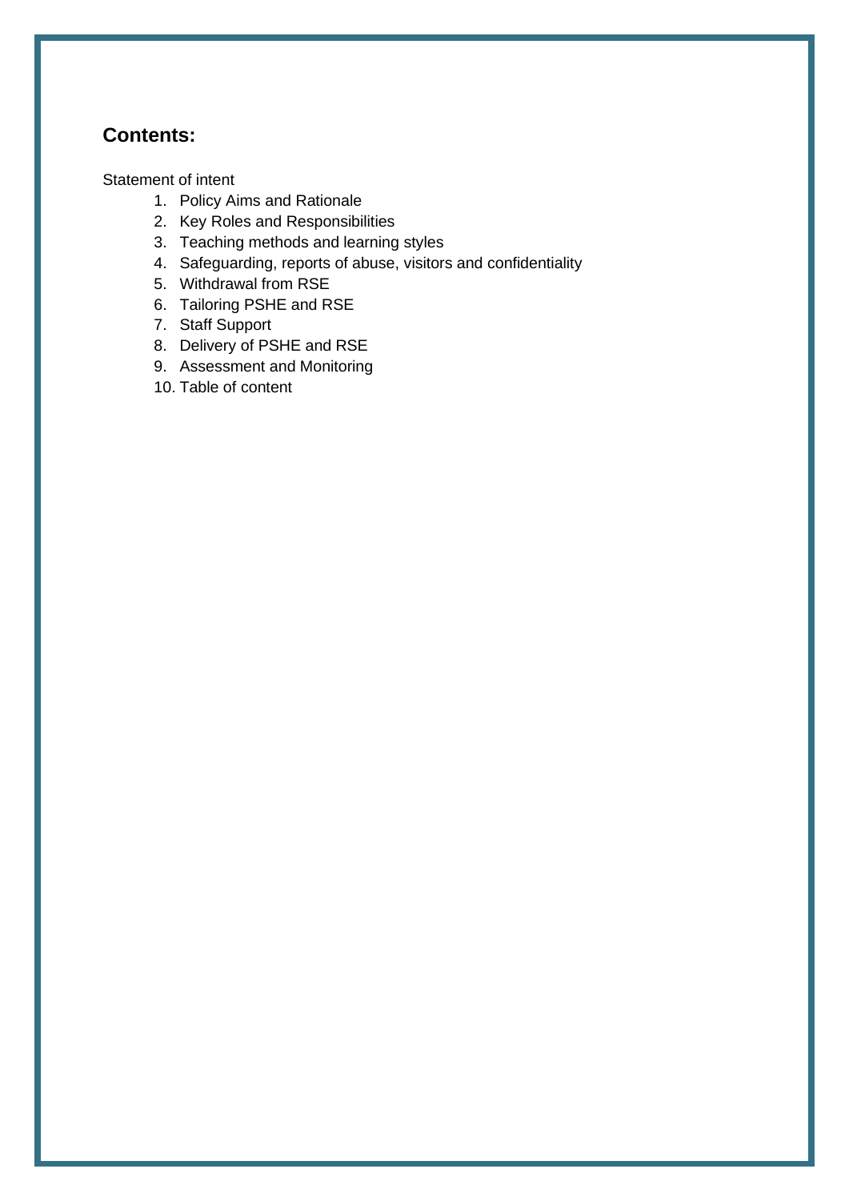## Contents:

Statement of intent

1. Policy Aims and Rationale
2. Key Roles and Responsibilities
3. Teaching methods and learning styles
4. Safeguarding, reports of abuse, visitors and confidentiality
5. Withdrawal from RSE
6. Tailoring PSHE and RSE
7. Staff Support
8. Delivery of PSHE and RSE
9. Assessment and Monitoring
10. Table of content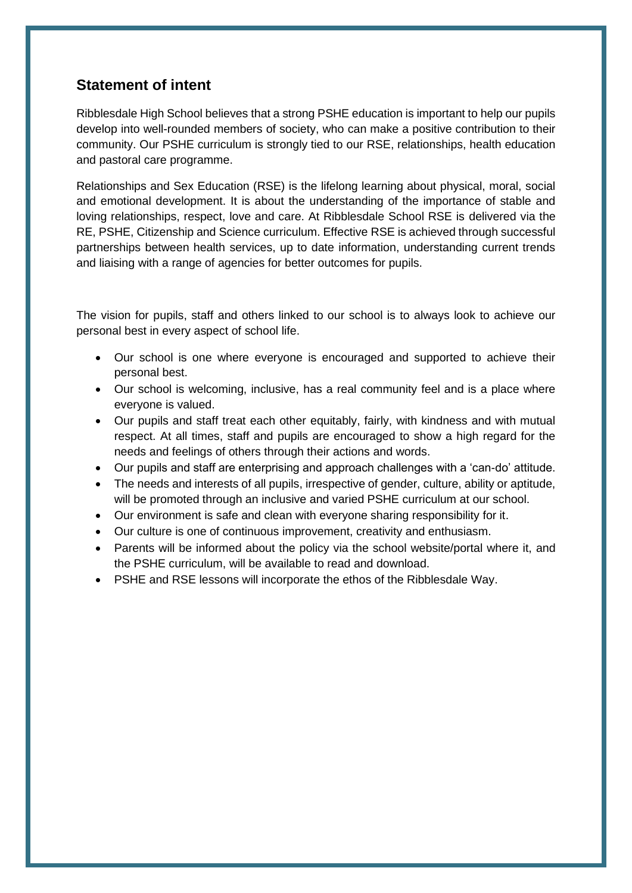## Statement of intent

Ribblesdale High School believes that a strong PSHE education is important to help our pupils develop into well-rounded members of society, who can make a positive contribution to their community. Our PSHE curriculum is strongly tied to our RSE, relationships, health education and pastoral care programme.

Relationships and Sex Education (RSE) is the lifelong learning about physical, moral, social and emotional development. It is about the understanding of the importance of stable and loving relationships, respect, love and care. At Ribblesdale School RSE is delivered via the RE, PSHE, Citizenship and Science curriculum. Effective RSE is achieved through successful partnerships between health services, up to date information, understanding current trends and liaising with a range of agencies for better outcomes for pupils.

The vision for pupils, staff and others linked to our school is to always look to achieve our personal best in every aspect of school life.

- Our school is one where everyone is encouraged and supported to achieve their personal best.
- Our school is welcoming, inclusive, has a real community feel and is a place where everyone is valued.
- Our pupils and staff treat each other equitably, fairly, with kindness and with mutual respect. At all times, staff and pupils are encouraged to show a high regard for the needs and feelings of others through their actions and words.
- Our pupils and staff are enterprising and approach challenges with a 'can-do' attitude.
- The needs and interests of all pupils, irrespective of gender, culture, ability or aptitude, will be promoted through an inclusive and varied PSHE curriculum at our school.
- Our environment is safe and clean with everyone sharing responsibility for it.
- Our culture is one of continuous improvement, creativity and enthusiasm.
- Parents will be informed about the policy via the school website/portal where it, and the PSHE curriculum, will be available to read and download.
- PSHE and RSE lessons will incorporate the ethos of the Ribblesdale Way.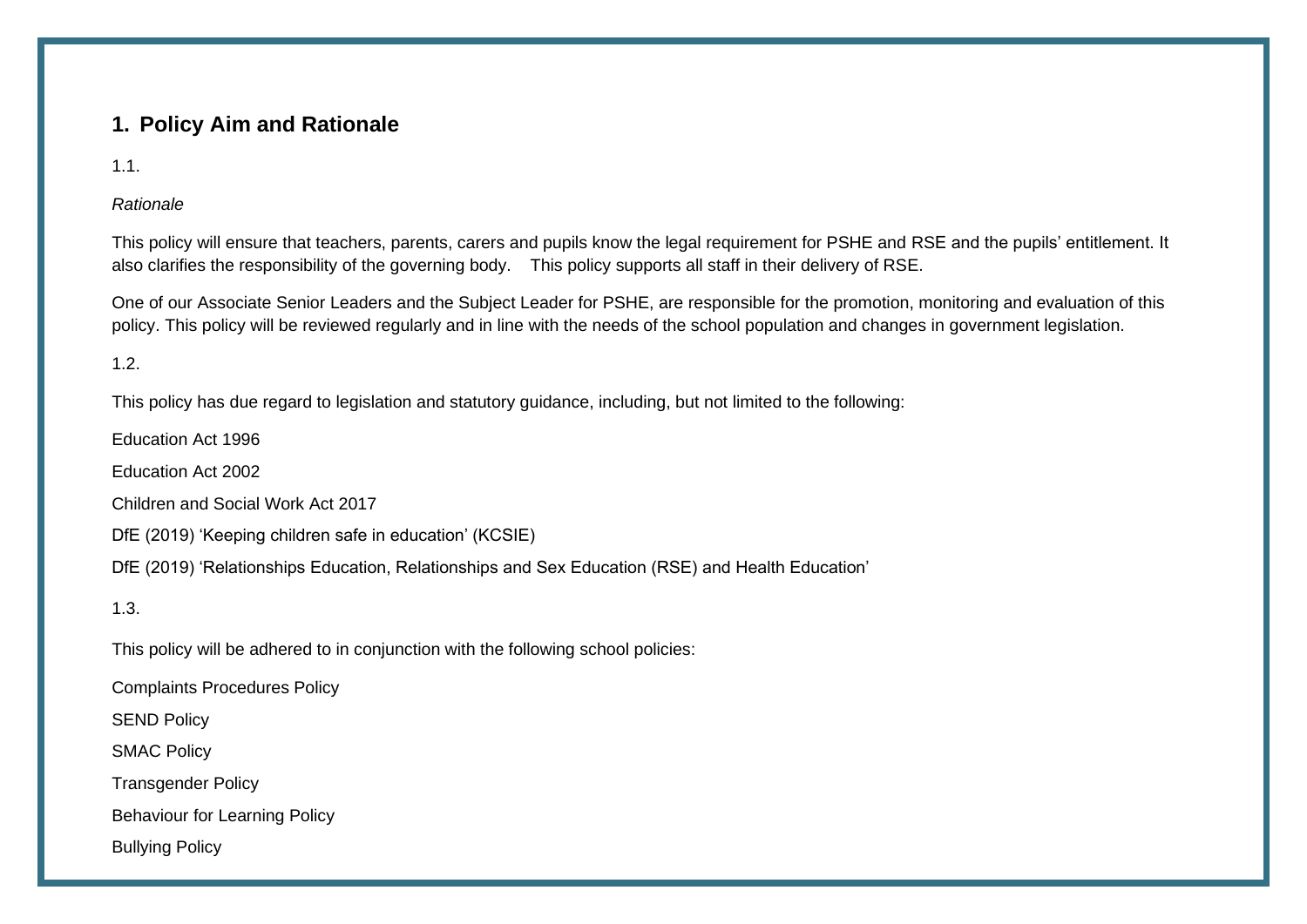## 1. Policy Aim and Rationale

1.1.

*Rationale*

This policy will ensure that teachers, parents, carers and pupils know the legal requirement for PSHE and RSE and the pupils' entitlement. It also clarifies the responsibility of the governing body. This policy supports all staff in their delivery of RSE.

One of our Associate Senior Leaders and the Subject Leader for PSHE, are responsible for the promotion, monitoring and evaluation of this policy. This policy will be reviewed regularly and in line with the needs of the school population and changes in government legislation.

1.2.

This policy has due regard to legislation and statutory guidance, including, but not limited to the following:

Education Act 1996

Education Act 2002

Children and Social Work Act 2017

DfE (2019) 'Keeping children safe in education' (KCSIE)

DfE (2019) 'Relationships Education, Relationships and Sex Education (RSE) and Health Education'

1.3.

This policy will be adhered to in conjunction with the following school policies:

Complaints Procedures Policy

SEND Policy

SMAC Policy

Transgender Policy

Behaviour for Learning Policy

Bullying Policy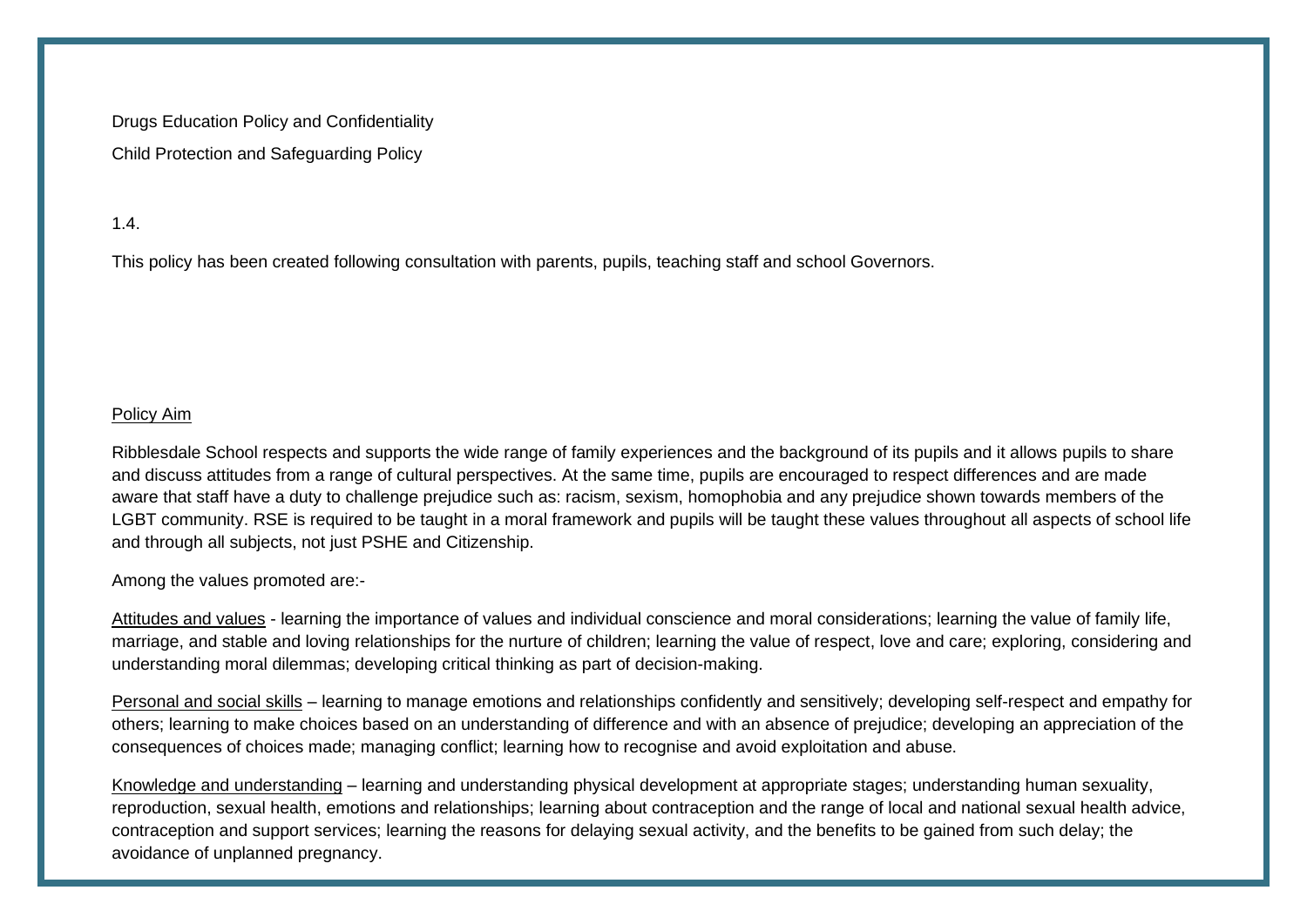Drugs Education Policy and Confidentiality

Child Protection and Safeguarding Policy

1.4.

This policy has been created following consultation with parents, pupils, teaching staff and school Governors.

Policy Aim

Ribblesdale School respects and supports the wide range of family experiences and the background of its pupils and it allows pupils to share and discuss attitudes from a range of cultural perspectives. At the same time, pupils are encouraged to respect differences and are made aware that staff have a duty to challenge prejudice such as: racism, sexism, homophobia and any prejudice shown towards members of the LGBT community. RSE is required to be taught in a moral framework and pupils will be taught these values throughout all aspects of school life and through all subjects, not just PSHE and Citizenship.

Among the values promoted are:-

Attitudes and values - learning the importance of values and individual conscience and moral considerations; learning the value of family life, marriage, and stable and loving relationships for the nurture of children; learning the value of respect, love and care; exploring, considering and understanding moral dilemmas; developing critical thinking as part of decision-making.

Personal and social skills – learning to manage emotions and relationships confidently and sensitively; developing self-respect and empathy for others; learning to make choices based on an understanding of difference and with an absence of prejudice; developing an appreciation of the consequences of choices made; managing conflict; learning how to recognise and avoid exploitation and abuse.

Knowledge and understanding – learning and understanding physical development at appropriate stages; understanding human sexuality, reproduction, sexual health, emotions and relationships; learning about contraception and the range of local and national sexual health advice, contraception and support services; learning the reasons for delaying sexual activity, and the benefits to be gained from such delay; the avoidance of unplanned pregnancy.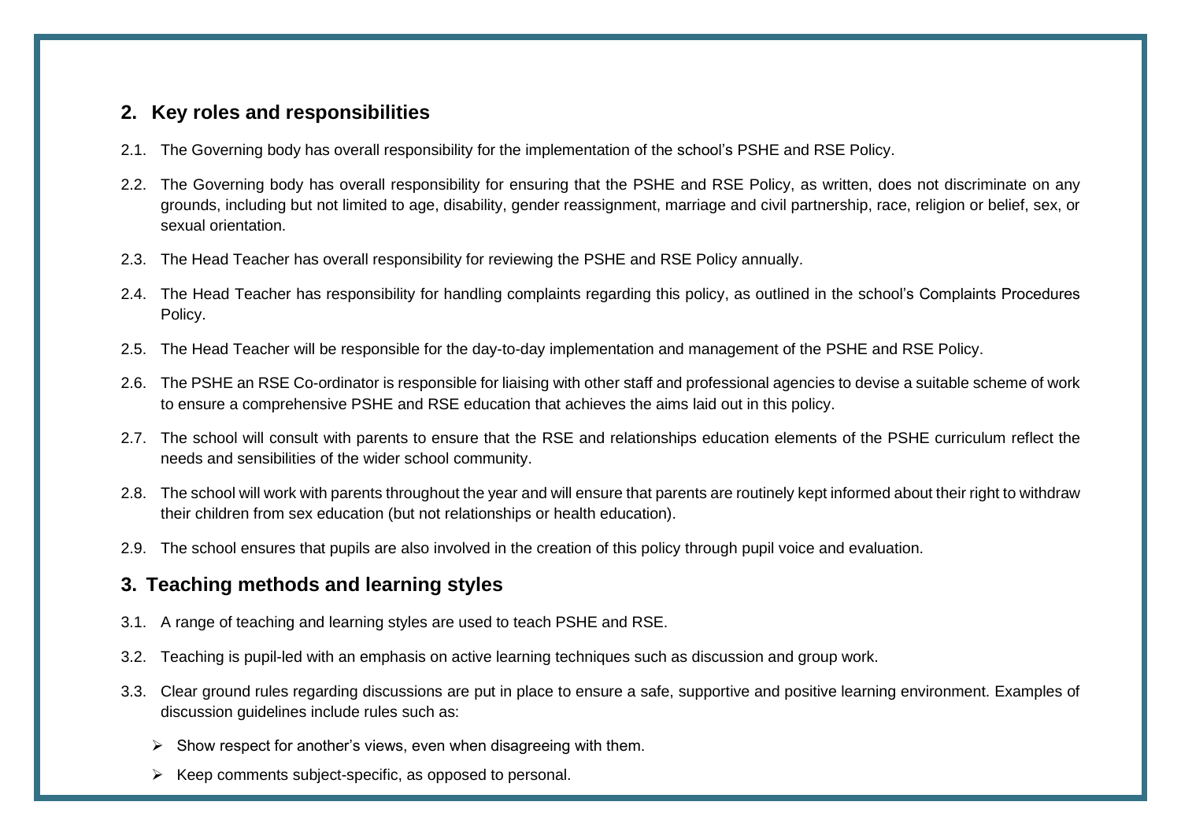## 2. Key roles and responsibilities

2.1. The Governing body has overall responsibility for the implementation of the school's PSHE and RSE Policy.

2.2. The Governing body has overall responsibility for ensuring that the PSHE and RSE Policy, as written, does not discriminate on any grounds, including but not limited to age, disability, gender reassignment, marriage and civil partnership, race, religion or belief, sex, or sexual orientation.

2.3. The Head Teacher has overall responsibility for reviewing the PSHE and RSE Policy annually.

2.4. The Head Teacher has responsibility for handling complaints regarding this policy, as outlined in the school's Complaints Procedures Policy.

2.5. The Head Teacher will be responsible for the day-to-day implementation and management of the PSHE and RSE Policy.

2.6. The PSHE an RSE Co-ordinator is responsible for liaising with other staff and professional agencies to devise a suitable scheme of work to ensure a comprehensive PSHE and RSE education that achieves the aims laid out in this policy.

2.7. The school will consult with parents to ensure that the RSE and relationships education elements of the PSHE curriculum reflect the needs and sensibilities of the wider school community.

2.8. The school will work with parents throughout the year and will ensure that parents are routinely kept informed about their right to withdraw their children from sex education (but not relationships or health education).

2.9. The school ensures that pupils are also involved in the creation of this policy through pupil voice and evaluation.

## 3. Teaching methods and learning styles

3.1. A range of teaching and learning styles are used to teach PSHE and RSE.

3.2. Teaching is pupil-led with an emphasis on active learning techniques such as discussion and group work.

3.3. Clear ground rules regarding discussions are put in place to ensure a safe, supportive and positive learning environment. Examples of discussion guidelines include rules such as:

- Show respect for another's views, even when disagreeing with them.
- Keep comments subject-specific, as opposed to personal.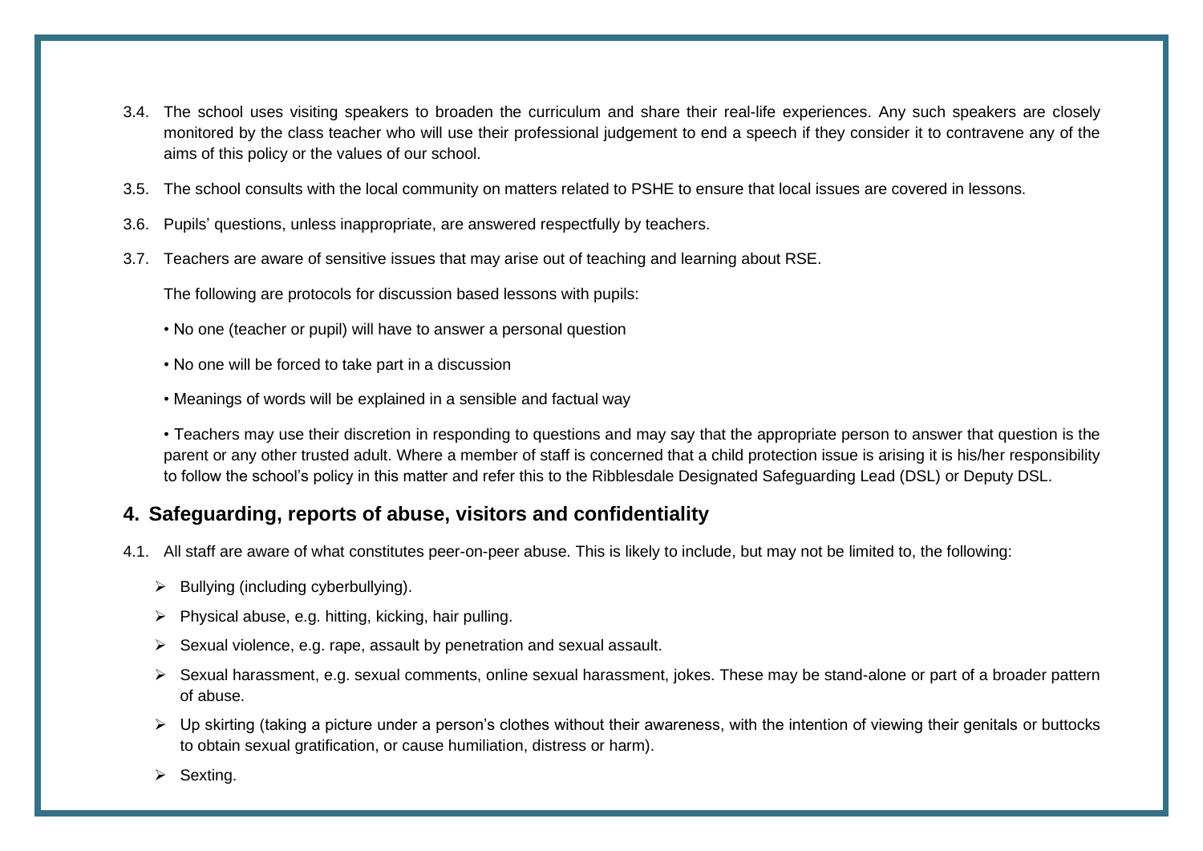3.4. The school uses visiting speakers to broaden the curriculum and share their real-life experiences. Any such speakers are closely monitored by the class teacher who will use their professional judgement to end a speech if they consider it to contravene any of the aims of this policy or the values of our school.

3.5. The school consults with the local community on matters related to PSHE to ensure that local issues are covered in lessons.

3.6. Pupils' questions, unless inappropriate, are answered respectfully by teachers.

3.7. Teachers are aware of sensitive issues that may arise out of teaching and learning about RSE.

The following are protocols for discussion based lessons with pupils:

- No one (teacher or pupil) will have to answer a personal question
- No one will be forced to take part in a discussion
- Meanings of words will be explained in a sensible and factual way
- Teachers may use their discretion in responding to questions and may say that the appropriate person to answer that question is the parent or any other trusted adult. Where a member of staff is concerned that a child protection issue is arising it is his/her responsibility to follow the school's policy in this matter and refer this to the Ribblesdale Designated Safeguarding Lead (DSL) or Deputy DSL.

## 4. Safeguarding, reports of abuse, visitors and confidentiality

4.1. All staff are aware of what constitutes peer-on-peer abuse. This is likely to include, but may not be limited to, the following:

- Bullying (including cyberbullying).
- Physical abuse, e.g. hitting, kicking, hair pulling.
- Sexual violence, e.g. rape, assault by penetration and sexual assault.
- Sexual harassment, e.g. sexual comments, online sexual harassment, jokes. These may be stand-alone or part of a broader pattern of abuse.
- Up skirting (taking a picture under a person's clothes without their awareness, with the intention of viewing their genitals or buttocks to obtain sexual gratification, or cause humiliation, distress or harm).
- Sexting.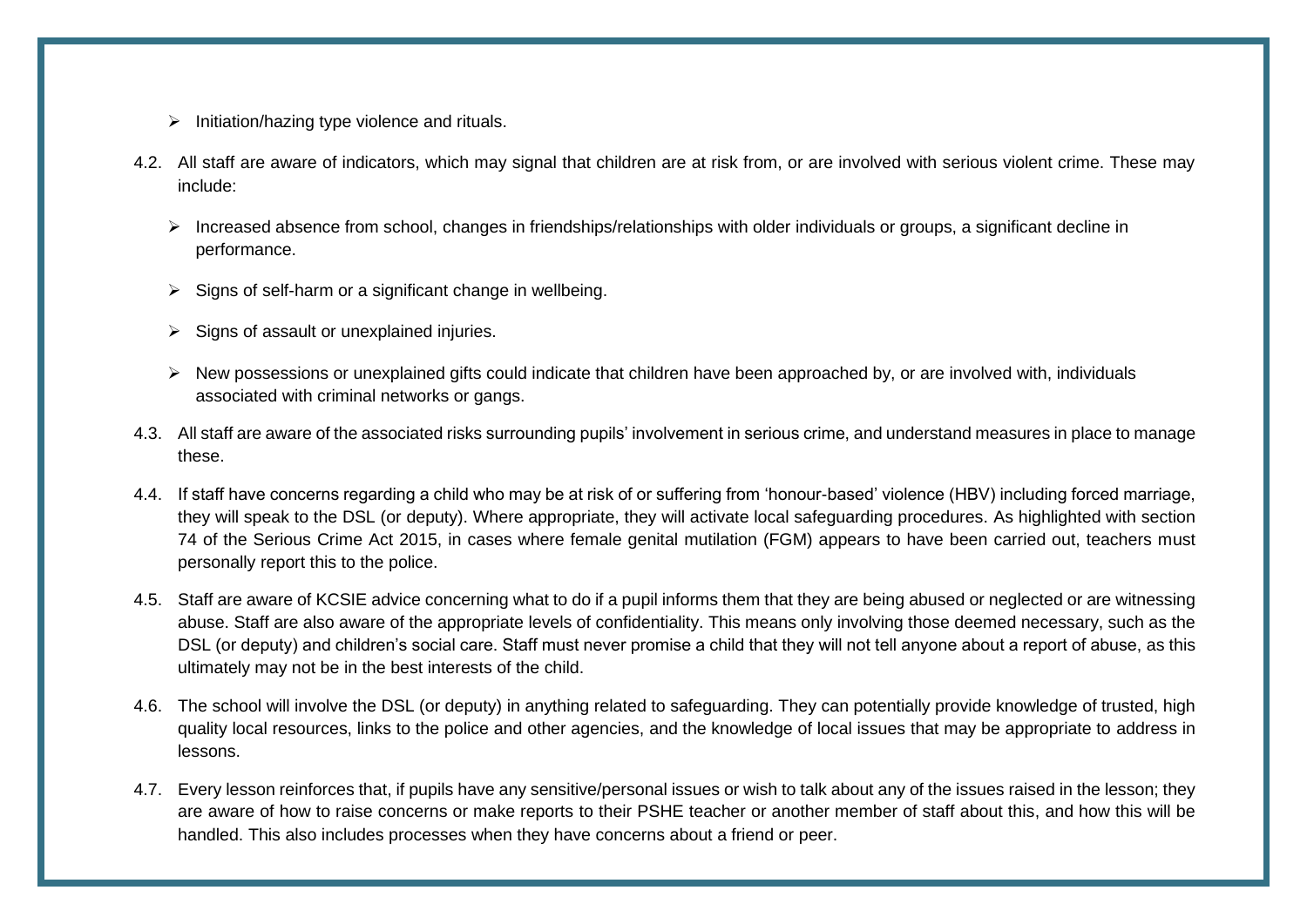- Initiation/hazing type violence and rituals.

4.2. All staff are aware of indicators, which may signal that children are at risk from, or are involved with serious violent crime. These may include:

- Increased absence from school, changes in friendships/relationships with older individuals or groups, a significant decline in performance.
- Signs of self-harm or a significant change in wellbeing.
- Signs of assault or unexplained injuries.
- New possessions or unexplained gifts could indicate that children have been approached by, or are involved with, individuals associated with criminal networks or gangs.

4.3. All staff are aware of the associated risks surrounding pupils' involvement in serious crime, and understand measures in place to manage these.

4.4. If staff have concerns regarding a child who may be at risk of or suffering from 'honour-based' violence (HBV) including forced marriage, they will speak to the DSL (or deputy). Where appropriate, they will activate local safeguarding procedures. As highlighted with section 74 of the Serious Crime Act 2015, in cases where female genital mutilation (FGM) appears to have been carried out, teachers must personally report this to the police.

4.5. Staff are aware of KCSIE advice concerning what to do if a pupil informs them that they are being abused or neglected or are witnessing abuse. Staff are also aware of the appropriate levels of confidentiality. This means only involving those deemed necessary, such as the DSL (or deputy) and children's social care. Staff must never promise a child that they will not tell anyone about a report of abuse, as this ultimately may not be in the best interests of the child.

4.6. The school will involve the DSL (or deputy) in anything related to safeguarding. They can potentially provide knowledge of trusted, high quality local resources, links to the police and other agencies, and the knowledge of local issues that may be appropriate to address in lessons.

4.7. Every lesson reinforces that, if pupils have any sensitive/personal issues or wish to talk about any of the issues raised in the lesson; they are aware of how to raise concerns or make reports to their PSHE teacher or another member of staff about this, and how this will be handled. This also includes processes when they have concerns about a friend or peer.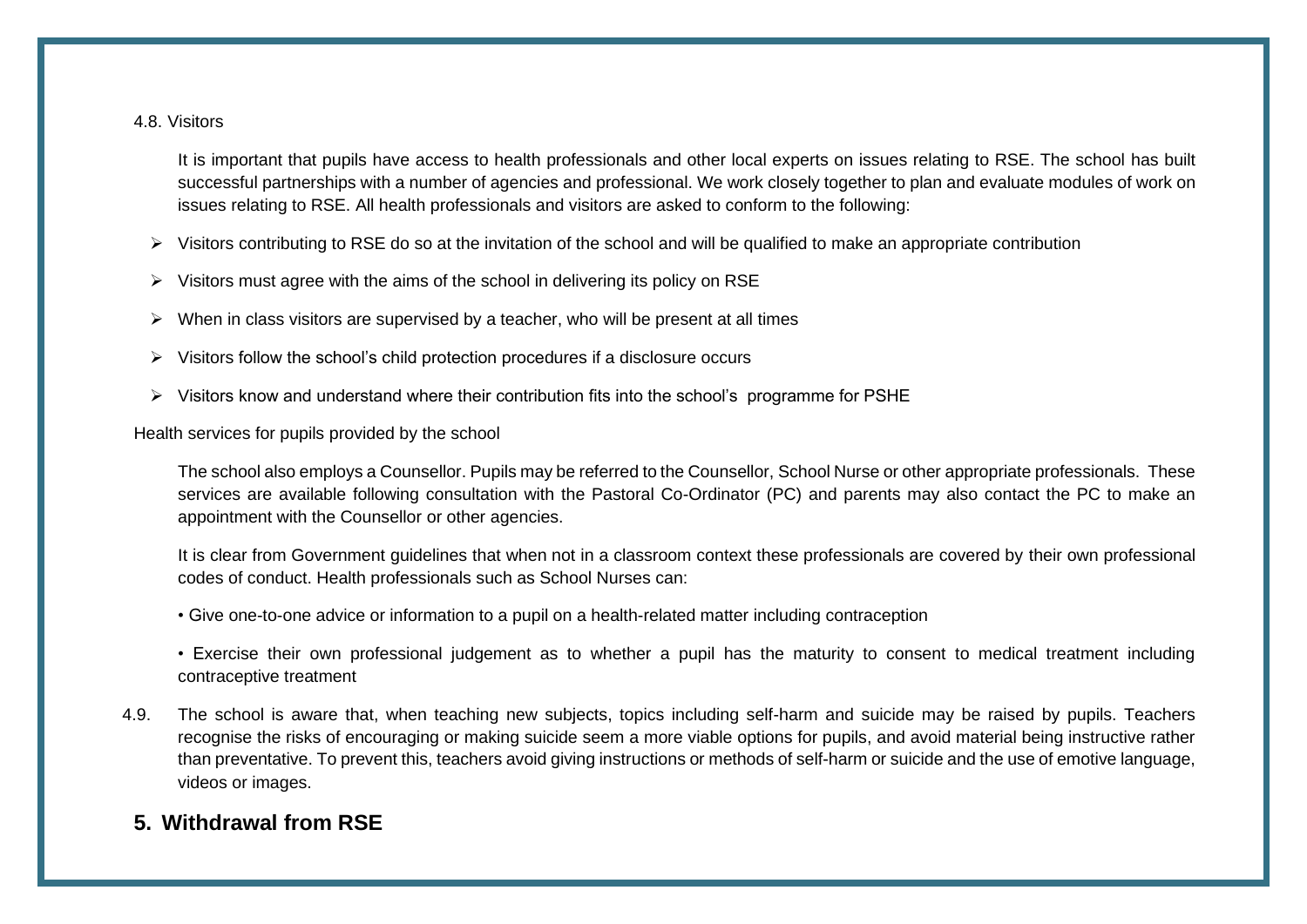4.8. Visitors

It is important that pupils have access to health professionals and other local experts on issues relating to RSE. The school has built successful partnerships with a number of agencies and professional. We work closely together to plan and evaluate modules of work on issues relating to RSE. All health professionals and visitors are asked to conform to the following:

- Visitors contributing to RSE do so at the invitation of the school and will be qualified to make an appropriate contribution
- Visitors must agree with the aims of the school in delivering its policy on RSE
- When in class visitors are supervised by a teacher, who will be present at all times
- Visitors follow the school's child protection procedures if a disclosure occurs
- Visitors know and understand where their contribution fits into the school's programme for PSHE

Health services for pupils provided by the school

The school also employs a Counsellor. Pupils may be referred to the Counsellor, School Nurse or other appropriate professionals. These services are available following consultation with the Pastoral Co-Ordinator (PC) and parents may also contact the PC to make an appointment with the Counsellor or other agencies.

It is clear from Government guidelines that when not in a classroom context these professionals are covered by their own professional codes of conduct. Health professionals such as School Nurses can:

- Give one-to-one advice or information to a pupil on a health-related matter including contraception
- Exercise their own professional judgement as to whether a pupil has the maturity to consent to medical treatment including contraceptive treatment

4.9. The school is aware that, when teaching new subjects, topics including self-harm and suicide may be raised by pupils. Teachers recognise the risks of encouraging or making suicide seem a more viable options for pupils, and avoid material being instructive rather than preventative. To prevent this, teachers avoid giving instructions or methods of self-harm or suicide and the use of emotive language, videos or images.

## 5. Withdrawal from RSE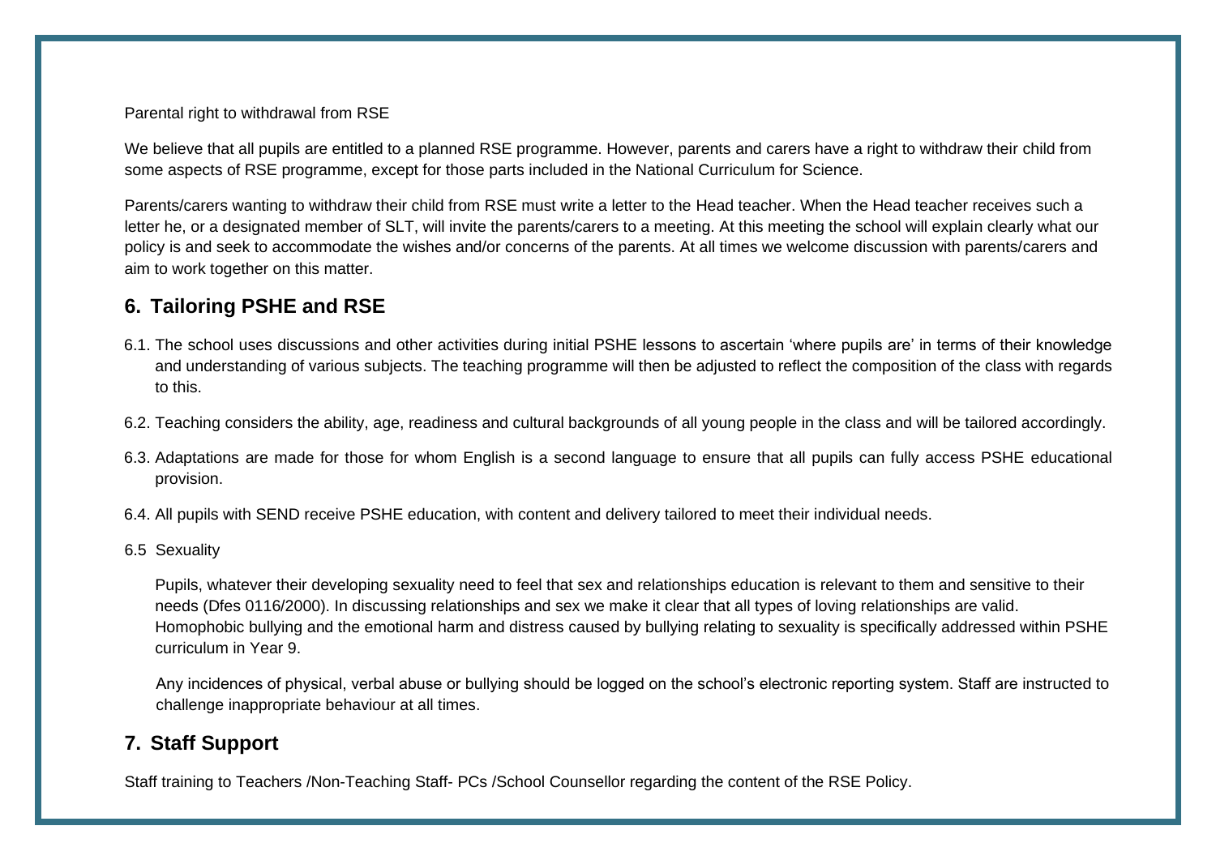Parental right to withdrawal from RSE

We believe that all pupils are entitled to a planned RSE programme. However, parents and carers have a right to withdraw their child from some aspects of RSE programme, except for those parts included in the National Curriculum for Science.

Parents/carers wanting to withdraw their child from RSE must write a letter to the Head teacher. When the Head teacher receives such a letter he, or a designated member of SLT, will invite the parents/carers to a meeting. At this meeting the school will explain clearly what our policy is and seek to accommodate the wishes and/or concerns of the parents. At all times we welcome discussion with parents/carers and aim to work together on this matter.

## 6. Tailoring PSHE and RSE

6.1. The school uses discussions and other activities during initial PSHE lessons to ascertain 'where pupils are' in terms of their knowledge and understanding of various subjects. The teaching programme will then be adjusted to reflect the composition of the class with regards to this.

6.2. Teaching considers the ability, age, readiness and cultural backgrounds of all young people in the class and will be tailored accordingly.

6.3. Adaptations are made for those for whom English is a second language to ensure that all pupils can fully access PSHE educational provision.

6.4. All pupils with SEND receive PSHE education, with content and delivery tailored to meet their individual needs.

6.5 Sexuality

Pupils, whatever their developing sexuality need to feel that sex and relationships education is relevant to them and sensitive to their needs (Dfes 0116/2000). In discussing relationships and sex we make it clear that all types of loving relationships are valid. Homophobic bullying and the emotional harm and distress caused by bullying relating to sexuality is specifically addressed within PSHE curriculum in Year 9.

Any incidences of physical, verbal abuse or bullying should be logged on the school's electronic reporting system. Staff are instructed to challenge inappropriate behaviour at all times.

## 7. Staff Support

Staff training to Teachers /Non-Teaching Staff- PCs /School Counsellor regarding the content of the RSE Policy.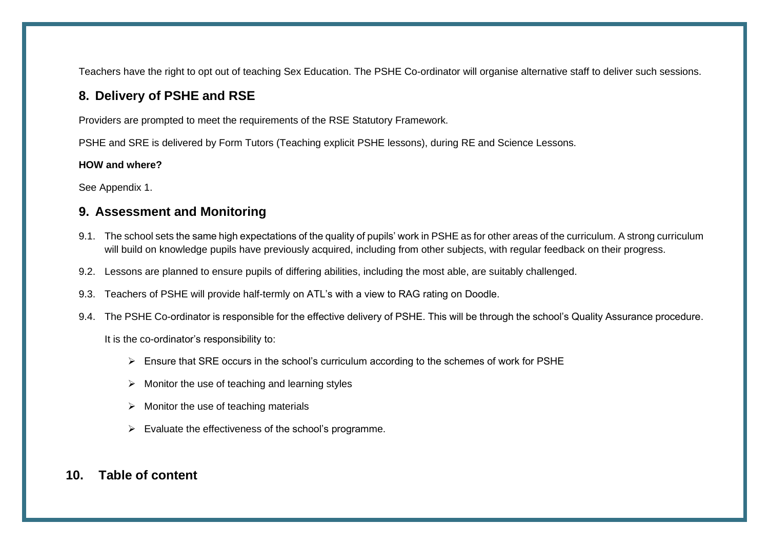Teachers have the right to opt out of teaching Sex Education. The PSHE Co-ordinator will organise alternative staff to deliver such sessions.

## 8. Delivery of PSHE and RSE

Providers are prompted to meet the requirements of the RSE Statutory Framework.

PSHE and SRE is delivered by Form Tutors (Teaching explicit PSHE lessons), during RE and Science Lessons.

**HOW and where?**

See Appendix 1.

## 9. Assessment and Monitoring

9.1. The school sets the same high expectations of the quality of pupils' work in PSHE as for other areas of the curriculum. A strong curriculum will build on knowledge pupils have previously acquired, including from other subjects, with regular feedback on their progress.

9.2. Lessons are planned to ensure pupils of differing abilities, including the most able, are suitably challenged.

9.3. Teachers of PSHE will provide half-termly on ATL's with a view to RAG rating on Doodle.

9.4. The PSHE Co-ordinator is responsible for the effective delivery of PSHE. This will be through the school's Quality Assurance procedure.

It is the co-ordinator's responsibility to:

- Ensure that SRE occurs in the school's curriculum according to the schemes of work for PSHE
- Monitor the use of teaching and learning styles
- Monitor the use of teaching materials
- Evaluate the effectiveness of the school's programme.

## 10. Table of content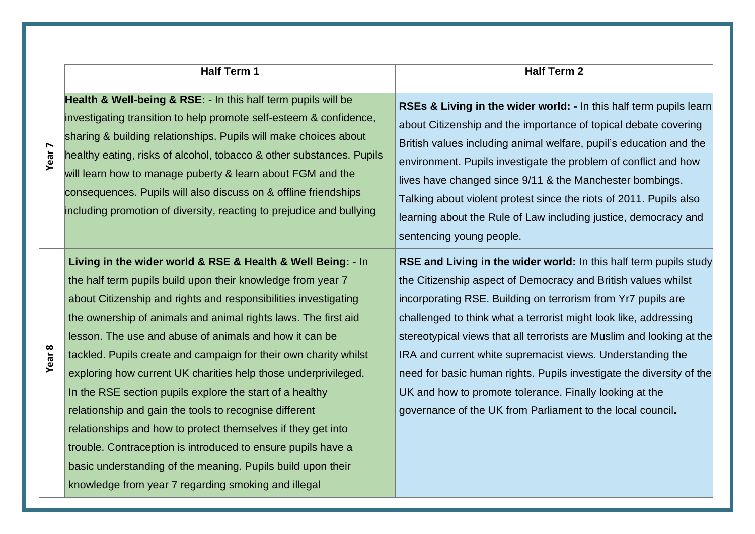| | Half Term 1 | Half Term 2 |
|---|---|---|
| Year 7 | **Health & Well-being & RSE: -** In this half term pupils will be investigating transition to help promote self-esteem & confidence, sharing & building relationships. Pupils will make choices about healthy eating, risks of alcohol, tobacco & other substances. Pupils will learn how to manage puberty & learn about FGM and the consequences. Pupils will also discuss on & offline friendships including promotion of diversity, reacting to prejudice and bullying | **RSEs & Living in the wider world: -** In this half term pupils learn about Citizenship and the importance of topical debate covering British values including animal welfare, pupil's education and the environment. Pupils investigate the problem of conflict and how lives have changed since 9/11 & the Manchester bombings. Talking about violent protest since the riots of 2011. Pupils also learning about the Rule of Law including justice, democracy and sentencing young people. |
| Year 8 | **Living in the wider world & RSE & Health & Well Being:** - In the half term pupils build upon their knowledge from year 7 about Citizenship and rights and responsibilities investigating the ownership of animals and animal rights laws. The first aid lesson. The use and abuse of animals and how it can be tackled. Pupils create and campaign for their own charity whilst exploring how current UK charities help those underprivileged. In the RSE section pupils explore the start of a healthy relationship and gain the tools to recognise different relationships and how to protect themselves if they get into trouble. Contraception is introduced to ensure pupils have a basic understanding of the meaning. Pupils build upon their knowledge from year 7 regarding smoking and illegal | **RSE and Living in the wider world:** In this half term pupils study the Citizenship aspect of Democracy and British values whilst incorporating RSE. Building on terrorism from Yr7 pupils are challenged to think what a terrorist might look like, addressing stereotypical views that all terrorists are Muslim and looking at the IRA and current white supremacist views. Understanding the need for basic human rights. Pupils investigate the diversity of the UK and how to promote tolerance. Finally looking at the governance of the UK from Parliament to the local council. |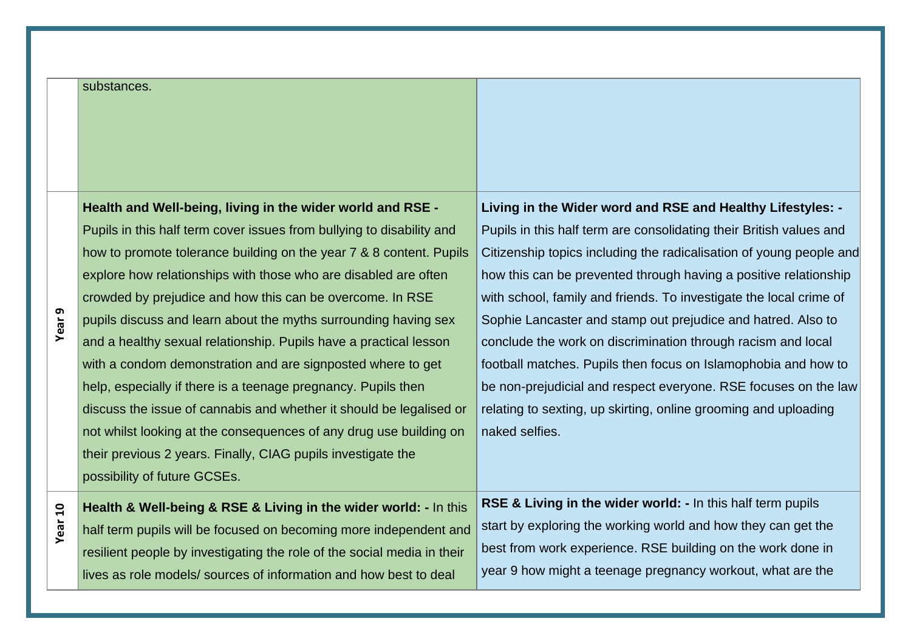|  |  |  |
|---|---|---|
|  | substances. |  |
| Year 9 | **Health and Well-being, living in the wider world and RSE -** Pupils in this half term cover issues from bullying to disability and how to promote tolerance building on the year 7 & 8 content. Pupils explore how relationships with those who are disabled are often crowded by prejudice and how this can be overcome. In RSE pupils discuss and learn about the myths surrounding having sex and a healthy sexual relationship. Pupils have a practical lesson with a condom demonstration and are signposted where to get help, especially if there is a teenage pregnancy. Pupils then discuss the issue of cannabis and whether it should be legalised or not whilst looking at the consequences of any drug use building on their previous 2 years. Finally, CIAG pupils investigate the possibility of future GCSEs. | **Living in the Wider word and RSE and Healthy Lifestyles: -** Pupils in this half term are consolidating their British values and Citizenship topics including the radicalisation of young people and how this can be prevented through having a positive relationship with school, family and friends. To investigate the local crime of Sophie Lancaster and stamp out prejudice and hatred. Also to conclude the work on discrimination through racism and local football matches. Pupils then focus on Islamophobia and how to be non-prejudicial and respect everyone. RSE focuses on the law relating to sexting, up skirting, online grooming and uploading naked selfies. |
| Year 10 | **Health & Well-being & RSE & Living in the wider world: -** In this half term pupils will be focused on becoming more independent and resilient people by investigating the role of the social media in their lives as role models/ sources of information and how best to deal | **RSE & Living in the wider world: -** In this half term pupils start by exploring the working world and how they can get the best from work experience. RSE building on the work done in year 9 how might a teenage pregnancy workout, what are the |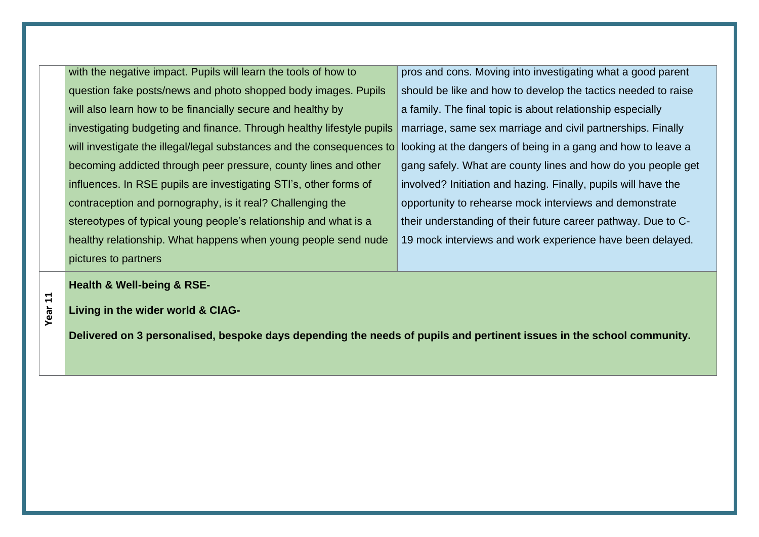| | | |
|---|---|---|
| | with the negative impact. Pupils will learn the tools of how to question fake posts/news and photo shopped body images. Pupils will also learn how to be financially secure and healthy by investigating budgeting and finance. Through healthy lifestyle pupils will investigate the illegal/legal substances and the consequences to becoming addicted through peer pressure, county lines and other influences. In RSE pupils are investigating STI's, other forms of contraception and pornography, is it real? Challenging the stereotypes of typical young people's relationship and what is a healthy relationship. What happens when young people send nude pictures to partners | pros and cons. Moving into investigating what a good parent should be like and how to develop the tactics needed to raise a family. The final topic is about relationship especially marriage, same sex marriage and civil partnerships. Finally looking at the dangers of being in a gang and how to leave a gang safely. What are county lines and how do you people get involved? Initiation and hazing. Finally, pupils will have the opportunity to rehearse mock interviews and demonstrate their understanding of their future career pathway. Due to C-19 mock interviews and work experience have been delayed. |
| **Year 11** | **Health & Well-being & RSE-**<br><br>**Living in the wider world & CIAG-**<br><br>**Delivered on 3 personalised, bespoke days depending the needs of pupils and pertinent issues in the school community.** | |